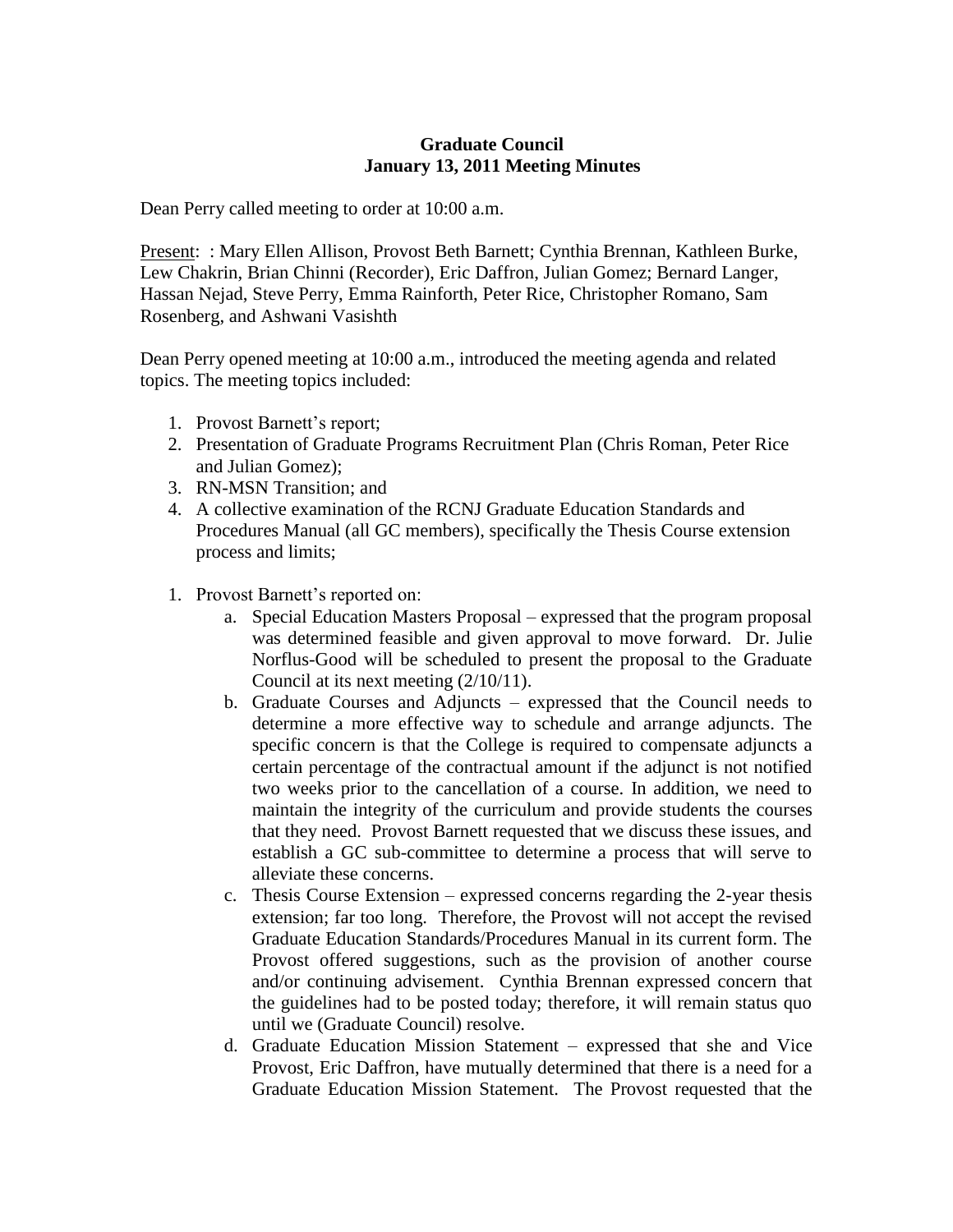**Graduate Council**
**January 13, 2011 Meeting Minutes**

Dean Perry called meeting to order at 10:00 a.m.

Present: : Mary Ellen Allison, Provost Beth Barnett; Cynthia Brennan, Kathleen Burke, Lew Chakrin, Brian Chinni (Recorder), Eric Daffron, Julian Gomez; Bernard Langer, Hassan Nejad, Steve Perry, Emma Rainforth, Peter Rice, Christopher Romano, Sam Rosenberg, and Ashwani Vasishth

Dean Perry opened meeting at 10:00 a.m., introduced the meeting agenda and related topics. The meeting topics included:

1. Provost Barnett's report;
2. Presentation of Graduate Programs Recruitment Plan (Chris Roman, Peter Rice and Julian Gomez);
3. RN-MSN Transition; and
4. A collective examination of the RCNJ Graduate Education Standards and Procedures Manual (all GC members), specifically the Thesis Course extension process and limits;

1. Provost Barnett's reported on:
   a. Special Education Masters Proposal – expressed that the program proposal was determined feasible and given approval to move forward. Dr. Julie Norflus-Good will be scheduled to present the proposal to the Graduate Council at its next meeting (2/10/11).
   b. Graduate Courses and Adjuncts – expressed that the Council needs to determine a more effective way to schedule and arrange adjuncts. The specific concern is that the College is required to compensate adjuncts a certain percentage of the contractual amount if the adjunct is not notified two weeks prior to the cancellation of a course. In addition, we need to maintain the integrity of the curriculum and provide students the courses that they need. Provost Barnett requested that we discuss these issues, and establish a GC sub-committee to determine a process that will serve to alleviate these concerns.
   c. Thesis Course Extension – expressed concerns regarding the 2-year thesis extension; far too long. Therefore, the Provost will not accept the revised Graduate Education Standards/Procedures Manual in its current form. The Provost offered suggestions, such as the provision of another course and/or continuing advisement. Cynthia Brennan expressed concern that the guidelines had to be posted today; therefore, it will remain status quo until we (Graduate Council) resolve.
   d. Graduate Education Mission Statement – expressed that she and Vice Provost, Eric Daffron, have mutually determined that there is a need for a Graduate Education Mission Statement. The Provost requested that the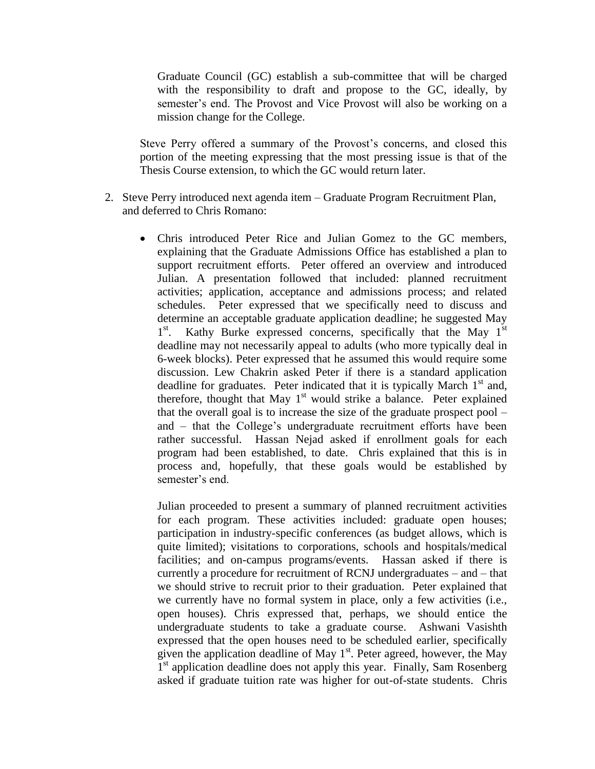Graduate Council (GC) establish a sub-committee that will be charged with the responsibility to draft and propose to the GC, ideally, by semester's end. The Provost and Vice Provost will also be working on a mission change for the College.

Steve Perry offered a summary of the Provost's concerns, and closed this portion of the meeting expressing that the most pressing issue is that of the Thesis Course extension, to which the GC would return later.

2. Steve Perry introduced next agenda item – Graduate Program Recruitment Plan, and deferred to Chris Romano:

   - Chris introduced Peter Rice and Julian Gomez to the GC members, explaining that the Graduate Admissions Office has established a plan to support recruitment efforts. Peter offered an overview and introduced Julian. A presentation followed that included: planned recruitment activities; application, acceptance and admissions process; and related schedules. Peter expressed that we specifically need to discuss and determine an acceptable graduate application deadline; he suggested May 1st. Kathy Burke expressed concerns, specifically that the May 1st deadline may not necessarily appeal to adults (who more typically deal in 6-week blocks). Peter expressed that he assumed this would require some discussion. Lew Chakrin asked Peter if there is a standard application deadline for graduates. Peter indicated that it is typically March 1st and, therefore, thought that May 1st would strike a balance. Peter explained that the overall goal is to increase the size of the graduate prospect pool – and – that the College's undergraduate recruitment efforts have been rather successful. Hassan Nejad asked if enrollment goals for each program had been established, to date. Chris explained that this is in process and, hopefully, that these goals would be established by semester's end.

     Julian proceeded to present a summary of planned recruitment activities for each program. These activities included: graduate open houses; participation in industry-specific conferences (as budget allows, which is quite limited); visitations to corporations, schools and hospitals/medical facilities; and on-campus programs/events. Hassan asked if there is currently a procedure for recruitment of RCNJ undergraduates – and – that we should strive to recruit prior to their graduation. Peter explained that we currently have no formal system in place, only a few activities (i.e., open houses). Chris expressed that, perhaps, we should entice the undergraduate students to take a graduate course. Ashwani Vasishth expressed that the open houses need to be scheduled earlier, specifically given the application deadline of May 1st. Peter agreed, however, the May 1st application deadline does not apply this year. Finally, Sam Rosenberg asked if graduate tuition rate was higher for out-of-state students. Chris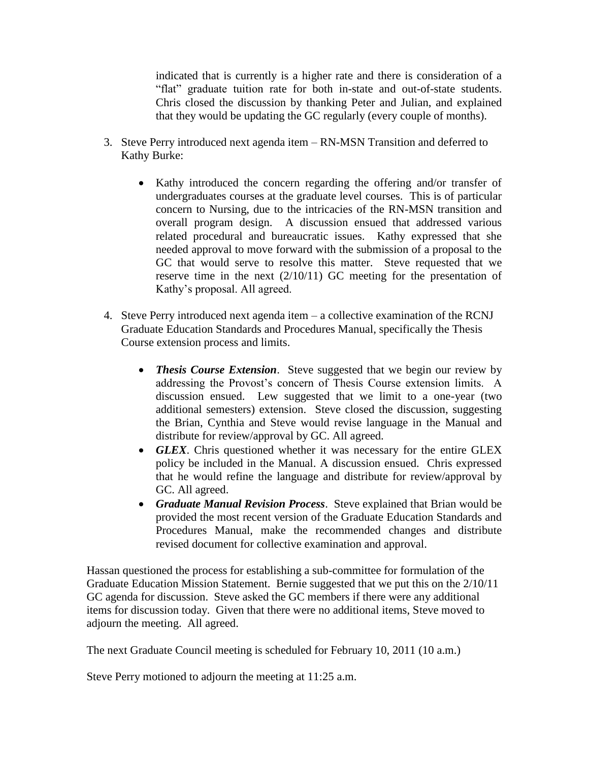indicated that is currently is a higher rate and there is consideration of a "flat" graduate tuition rate for both in-state and out-of-state students. Chris closed the discussion by thanking Peter and Julian, and explained that they would be updating the GC regularly (every couple of months).

3. Steve Perry introduced next agenda item – RN-MSN Transition and deferred to Kathy Burke:

    - Kathy introduced the concern regarding the offering and/or transfer of undergraduates courses at the graduate level courses. This is of particular concern to Nursing, due to the intricacies of the RN-MSN transition and overall program design. A discussion ensued that addressed various related procedural and bureaucratic issues. Kathy expressed that she needed approval to move forward with the submission of a proposal to the GC that would serve to resolve this matter. Steve requested that we reserve time in the next (2/10/11) GC meeting for the presentation of Kathy's proposal. All agreed.

4. Steve Perry introduced next agenda item – a collective examination of the RCNJ Graduate Education Standards and Procedures Manual, specifically the Thesis Course extension process and limits.

    - ***Thesis Course Extension***. Steve suggested that we begin our review by addressing the Provost's concern of Thesis Course extension limits. A discussion ensued. Lew suggested that we limit to a one-year (two additional semesters) extension. Steve closed the discussion, suggesting the Brian, Cynthia and Steve would revise language in the Manual and distribute for review/approval by GC. All agreed.
    - ***GLEX***. Chris questioned whether it was necessary for the entire GLEX policy be included in the Manual. A discussion ensued. Chris expressed that he would refine the language and distribute for review/approval by GC. All agreed.
    - ***Graduate Manual Revision Process***. Steve explained that Brian would be provided the most recent version of the Graduate Education Standards and Procedures Manual, make the recommended changes and distribute revised document for collective examination and approval.

Hassan questioned the process for establishing a sub-committee for formulation of the Graduate Education Mission Statement. Bernie suggested that we put this on the 2/10/11 GC agenda for discussion. Steve asked the GC members if there were any additional items for discussion today. Given that there were no additional items, Steve moved to adjourn the meeting. All agreed.

The next Graduate Council meeting is scheduled for February 10, 2011 (10 a.m.)

Steve Perry motioned to adjourn the meeting at 11:25 a.m.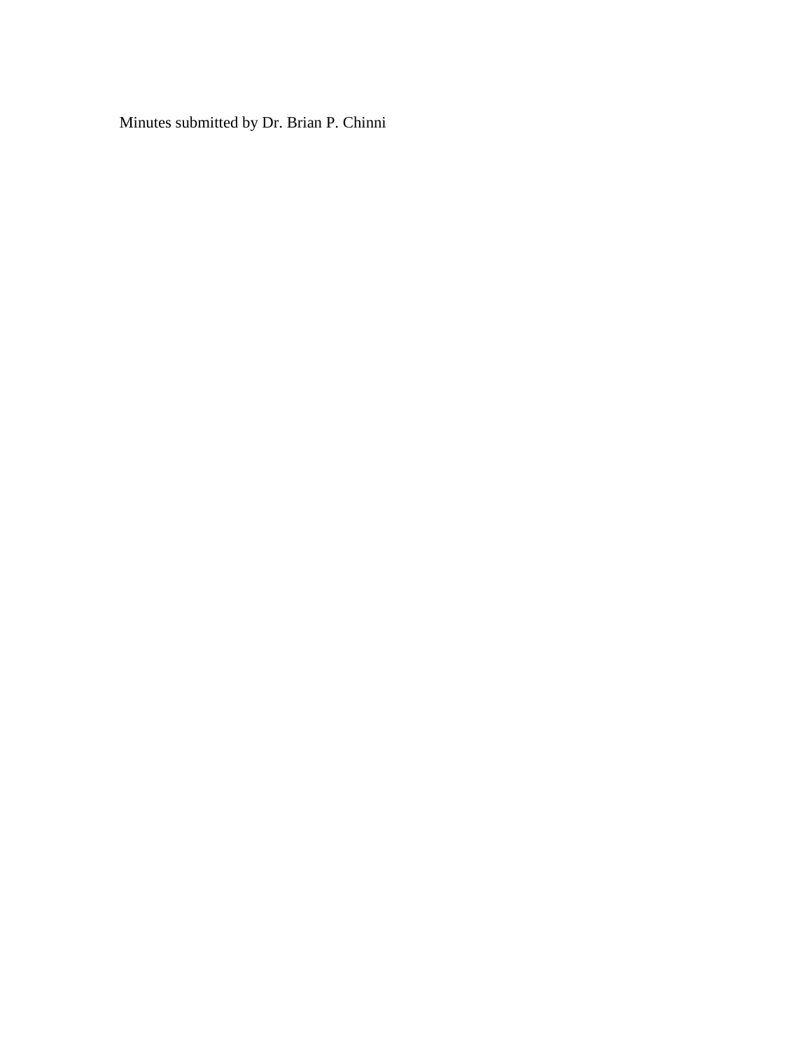Minutes submitted by Dr. Brian P. Chinni